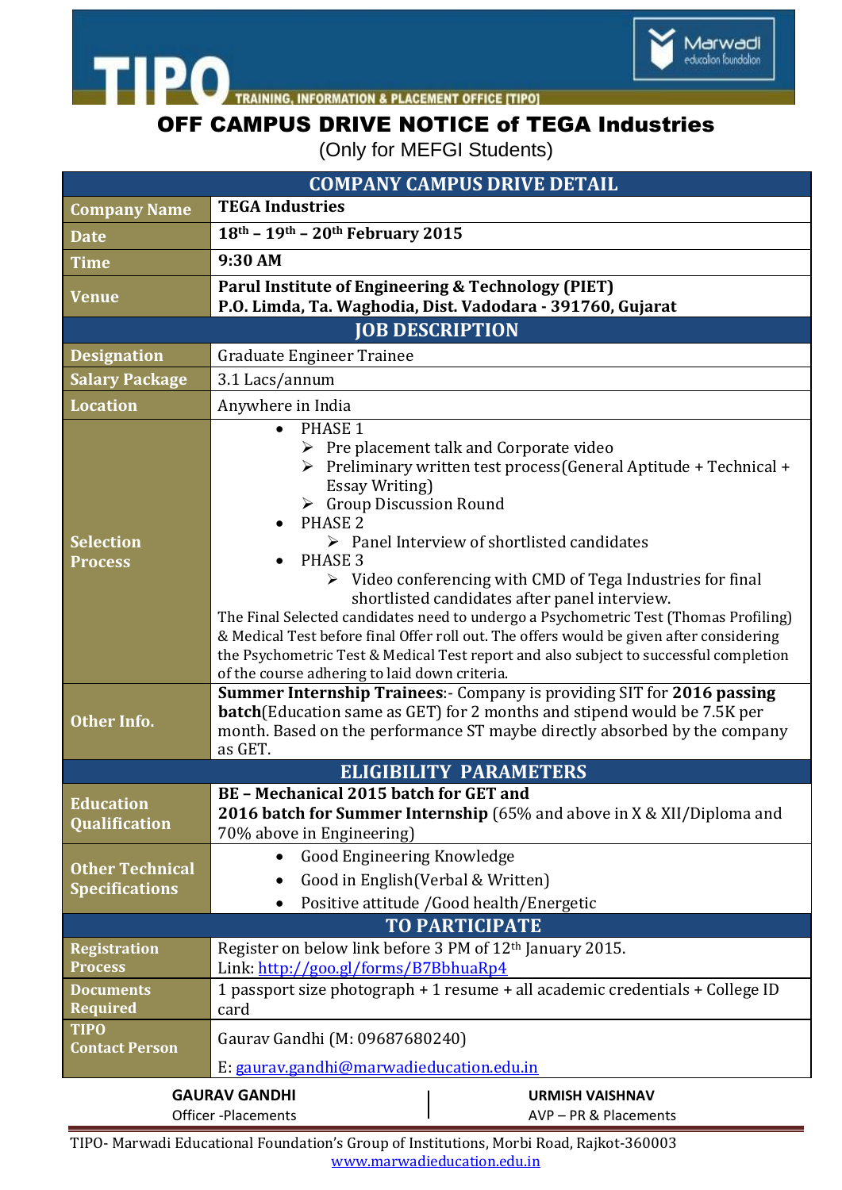TIPO — TRAINING, INFORMATION & PLACEMENT OFFICE [TIPO]

Marwadi education foundation

# OFF CAMPUS DRIVE NOTICE of TEGA Industries

(Only for MEFGI Students)

| COMPANY CAMPUS DRIVE DETAIL | |
|---|---|
| **Company Name** | **TEGA Industries** |
| **Date** | **18th – 19th – 20th February 2015** |
| **Time** | **9:30 AM** |
| **Venue** | **Parul Institute of Engineering & Technology (PIET)** <br> **P.O. Limda, Ta. Waghodia, Dist. Vadodara - 391760, Gujarat** |
| **JOB DESCRIPTION** | |
| **Designation** | Graduate Engineer Trainee |
| **Salary Package** | 3.1 Lacs/annum |
| **Location** | Anywhere in India |
| **Selection Process** | • PHASE 1 <br> ➢ Pre placement talk and Corporate video <br> ➢ Preliminary written test process(General Aptitude + Technical + Essay Writing) <br> ➢ Group Discussion Round <br> • PHASE 2 <br> ➢ Panel Interview of shortlisted candidates <br> • PHASE 3 <br> ➢ Video conferencing with CMD of Tega Industries for final shortlisted candidates after panel interview. <br> The Final Selected candidates need to undergo a Psychometric Test (Thomas Profiling) & Medical Test before final Offer roll out. The offers would be given after considering the Psychometric Test & Medical Test report and also subject to successful completion of the course adhering to laid down criteria. |
| **Other Info.** | **Summer Internship Trainees**:- Company is providing SIT for **2016 passing batch**(Education same as GET) for 2 months and stipend would be 7.5K per month. Based on the performance ST maybe directly absorbed by the company as GET. |
| **ELIGIBILITY PARAMETERS** | |
| **Education Qualification** | **BE – Mechanical 2015 batch for GET and** <br> **2016 batch for Summer Internship** (65% and above in X & XII/Diploma and 70% above in Engineering) |
| **Other Technical Specifications** | • Good Engineering Knowledge <br> • Good in English(Verbal & Written) <br> • Positive attitude /Good health/Energetic |
| **TO PARTICIPATE** | |
| **Registration Process** | Register on below link before 3 PM of 12th January 2015. <br> Link: http://goo.gl/forms/B7BbhuaRp4 |
| **Documents Required** | 1 passport size photograph + 1 resume + all academic credentials + College ID card |
| **TIPO Contact Person** | Gaurav Gandhi (M: 09687680240) <br> E: gaurav.gandhi@marwadieducation.edu.in |

| **GAURAV GANDHI** | **URMISH VAISHNAV** |
|---|---|
| Officer -Placements | AVP – PR & Placements |

TIPO- Marwadi Educational Foundation's Group of Institutions, Morbi Road, Rajkot-360003
www.marwadieducation.edu.in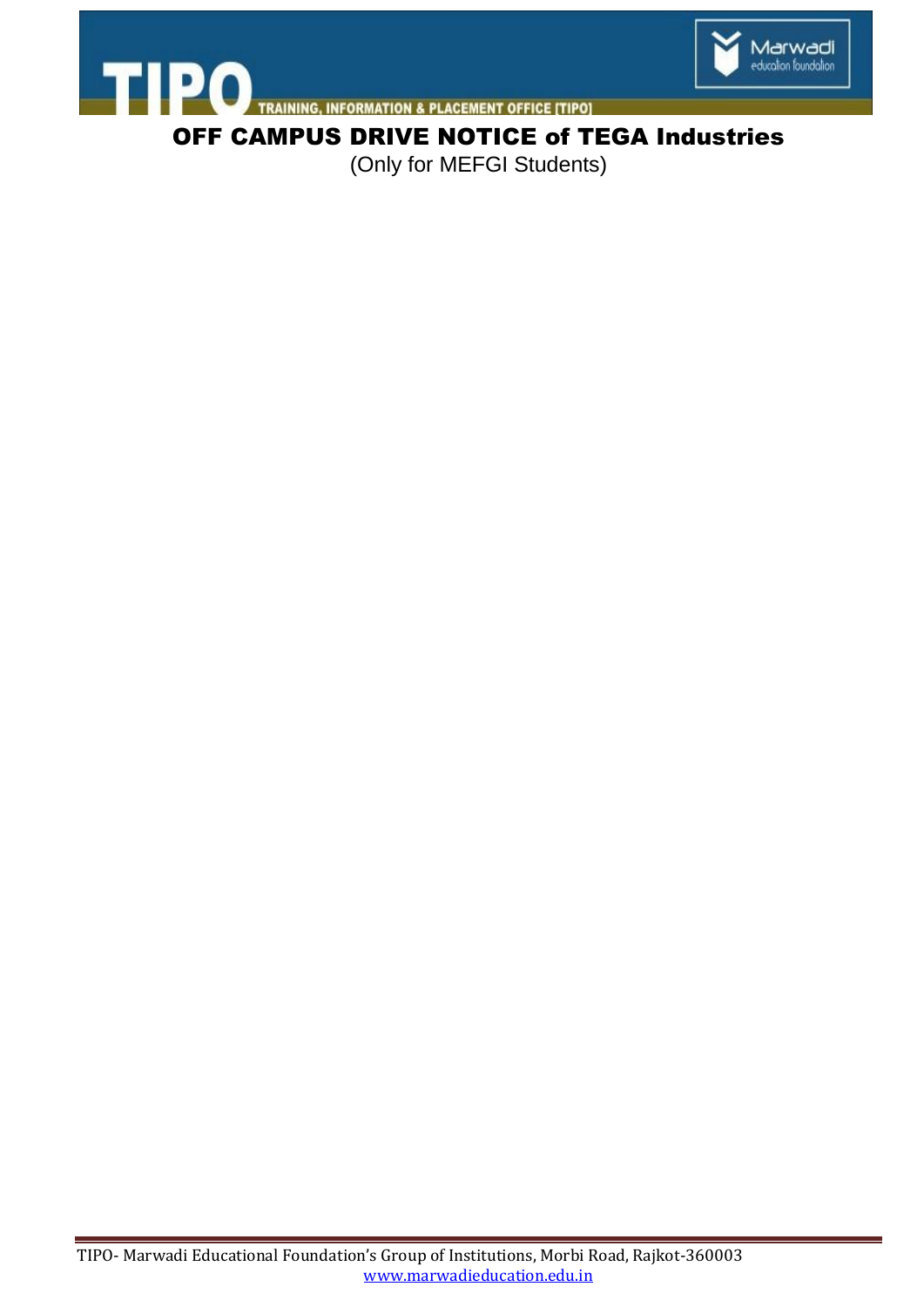# OFF CAMPUS DRIVE NOTICE of TEGA Industries

(Only for MEFGI Students)